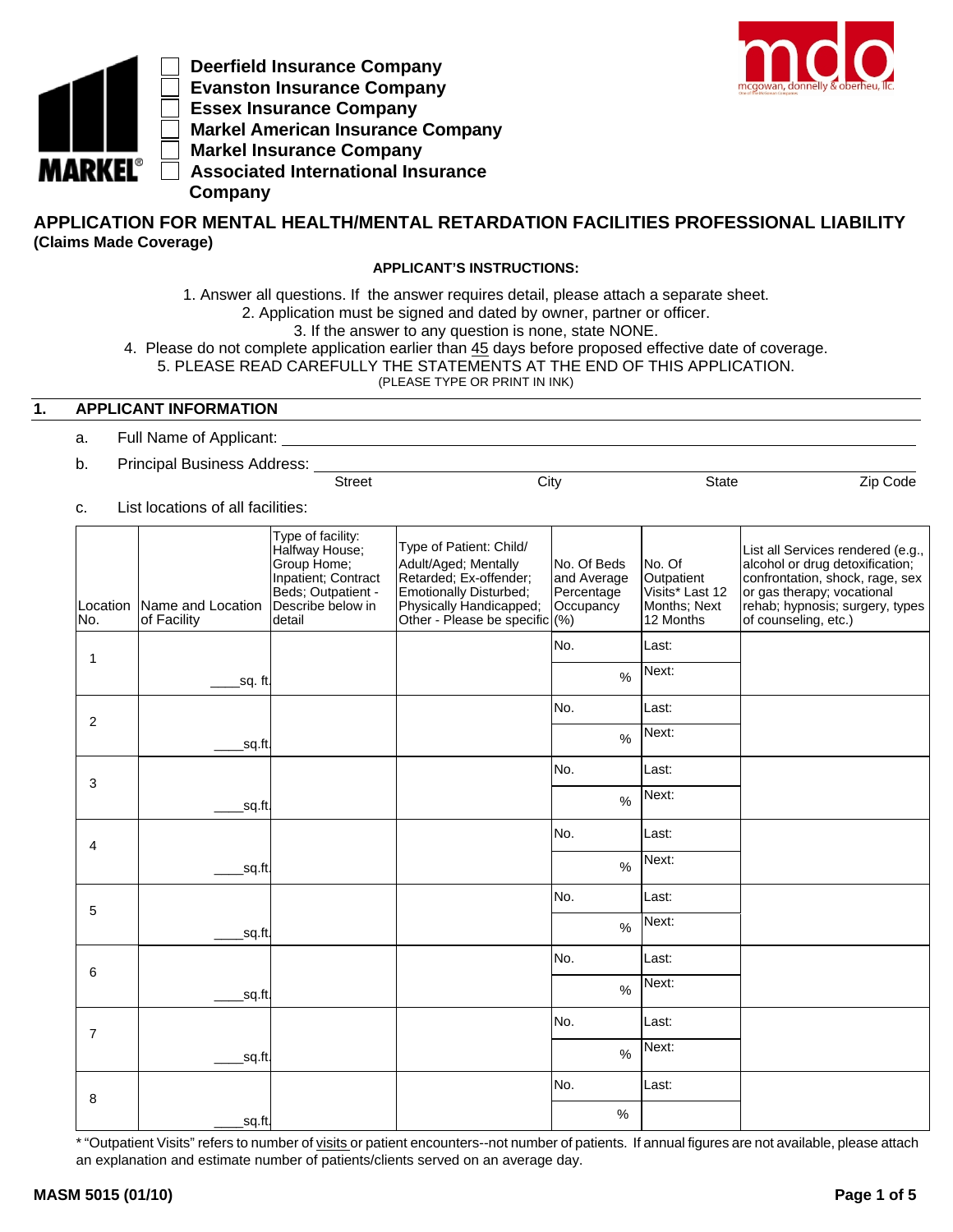MARKEL®

- ☐ Deerfield Insurance Company
- ☐ Evanston Insurance Company
- ☐ Essex Insurance Company
- ☐ Markel American Insurance Company
- ☐ Markel Insurance Company
- ☐ Associated International Insurance Company

mdo mcgowan, donnelly & oberheu, llc.

# APPLICATION FOR MENTAL HEALTH/MENTAL RETARDATION FACILITIES PROFESSIONAL LIABILITY

**(Claims Made Coverage)**

**APPLICANT'S INSTRUCTIONS:**

1. Answer all questions. If the answer requires detail, please attach a separate sheet.
2. Application must be signed and dated by owner, partner or officer.
3. If the answer to any question is none, state NONE.
4. Please do not complete application earlier than 45 days before proposed effective date of coverage.
5. PLEASE READ CAREFULLY THE STATEMENTS AT THE END OF THIS APPLICATION.

(PLEASE TYPE OR PRINT IN INK)

## 1. APPLICANT INFORMATION

a. Full Name of Applicant: ______________________________

b. Principal Business Address: ______________________________
Street City State Zip Code

c. List locations of all facilities:

| Location No. | Name and Location of Facility | Type of facility: Halfway House; Group Home; Inpatient; Contract Beds; Outpatient - Describe below in detail | Type of Patient: Child/ Adult/Aged; Mentally Retarded; Ex-offender; Emotionally Disturbed; Physically Handicapped; Other - Please be specific | No. Of Beds and Average Percentage Occupancy (%) | No. Of Outpatient Visits* Last 12 Months; Next 12 Months | List all Services rendered (e.g., alcohol or drug detoxification; confrontation, shock, rage, sex or gas therapy; vocational rehab; hypnosis; surgery, types of counseling, etc.) |
|---|---|---|---|---|---|---|
| 1 | ____sq. ft. | | | No. ____ %| Last: ____ Next: | |
| 2 | ____sq.ft. | | | No. ____ %| Last: ____ Next: | |
| 3 | ____sq.ft. | | | No. ____ %| Last: ____ Next: | |
| 4 | ____sq.ft. | | | No. ____ %| Last: ____ Next: | |
| 5 | ____sq.ft. | | | No. ____ %| Last: ____ Next: | |
| 6 | ____sq.ft. | | | No. ____ %| Last: ____ Next: | |
| 7 | ____sq.ft. | | | No. ____ %| Last: ____ Next: | |
| 8 | ____sq.ft. | | | No. ____ %| Last: | |

* "Outpatient Visits" refers to number of visits or patient encounters--not number of patients. If annual figures are not available, please attach an explanation and estimate number of patients/clients served on an average day.

MASM 5015 (01/10)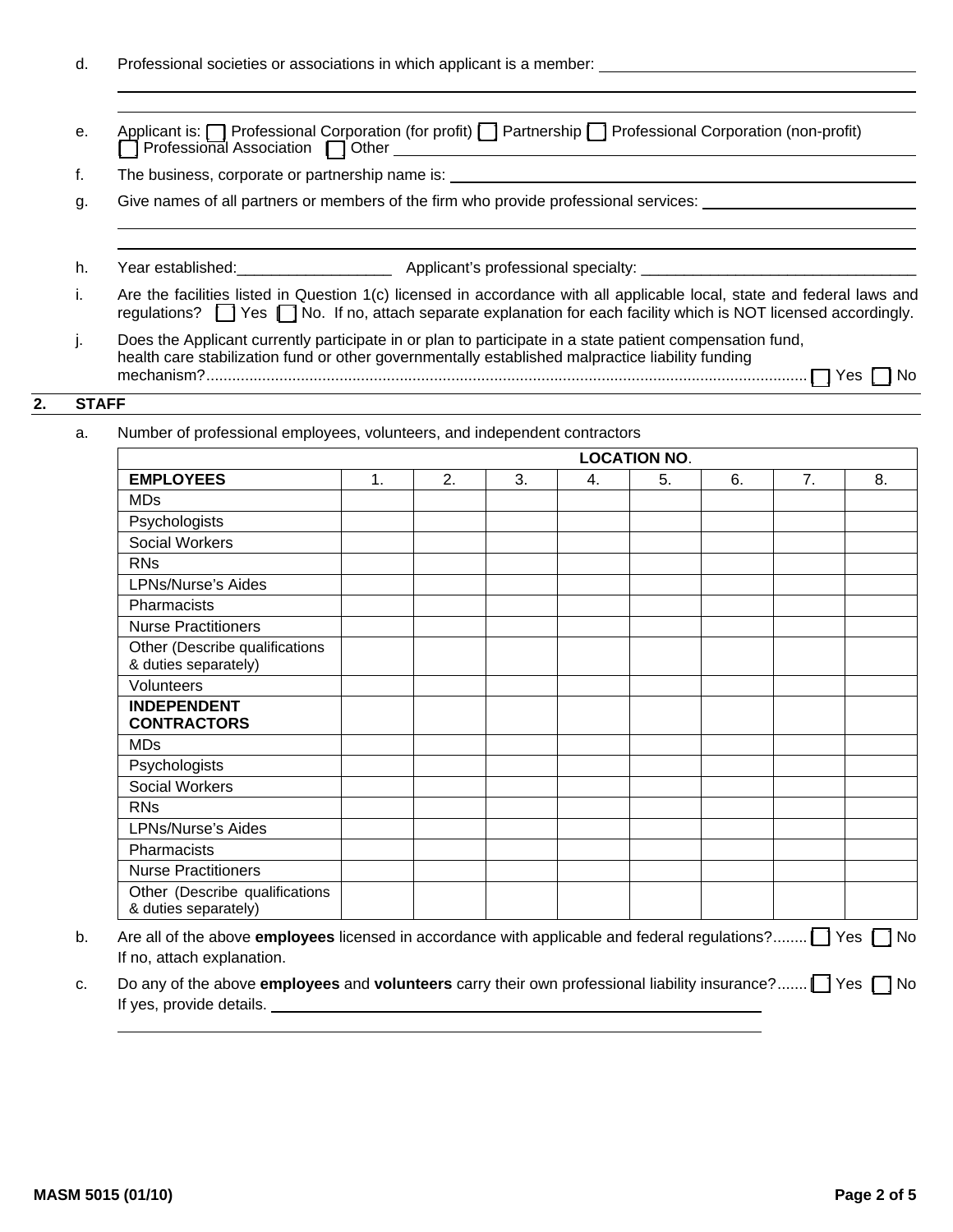d. Professional societies or associations in which applicant is a member: ______________________________

______________________________________________________________________

______________________________________________________________________

e. Applicant is: ☐ Professional Corporation (for profit) ☐ Partnership ☐ Professional Corporation (non-profit) ☐ Professional Association ☐ Other ______________________________

f. The business, corporate or partnership name is: ______________________________

g. Give names of all partners or members of the firm who provide professional services: ______________________________

______________________________________________________________________

______________________________________________________________________

h. Year established:__________________ Applicant's professional specialty: ________________________________

i. Are the facilities listed in Question 1(c) licensed in accordance with all applicable local, state and federal laws and regulations? ☐ Yes ☐ No. If no, attach separate explanation for each facility which is NOT licensed accordingly.

j. Does the Applicant currently participate in or plan to participate in a state patient compensation fund, health care stabilization fund or other governmentally established malpractice liability funding mechanism?.......................................................................................................................................... ☐ Yes ☐ No

## 2. STAFF

a. Number of professional employees, volunteers, and independent contractors

| | LOCATION NO. | | | | | | | |
|---|---|---|---|---|---|---|---|---|
| **EMPLOYEES** | 1. | 2. | 3. | 4. | 5. | 6. | 7. | 8. |
| MDs | | | | | | | | |
| Psychologists | | | | | | | | |
| Social Workers | | | | | | | | |
| RNs | | | | | | | | |
| LPNs/Nurse's Aides | | | | | | | | |
| Pharmacists | | | | | | | | |
| Nurse Practitioners | | | | | | | | |
| Other (Describe qualifications & duties separately) | | | | | | | | |
| Volunteers | | | | | | | | |
| **INDEPENDENT CONTRACTORS** | | | | | | | | |
| MDs | | | | | | | | |
| Psychologists | | | | | | | | |
| Social Workers | | | | | | | | |
| RNs | | | | | | | | |
| LPNs/Nurse's Aides | | | | | | | | |
| Pharmacists | | | | | | | | |
| Nurse Practitioners | | | | | | | | |
| Other (Describe qualifications & duties separately) | | | | | | | | |

b. Are all of the above **employees** licensed in accordance with applicable and federal regulations?........ ☐ Yes ☐ No
If no, attach explanation.

c. Do any of the above **employees** and **volunteers** carry their own professional liability insurance?....... ☐ Yes ☐ No
If yes, provide details. ______________________________

______________________________________________________________________

MASM 5015 (01/10)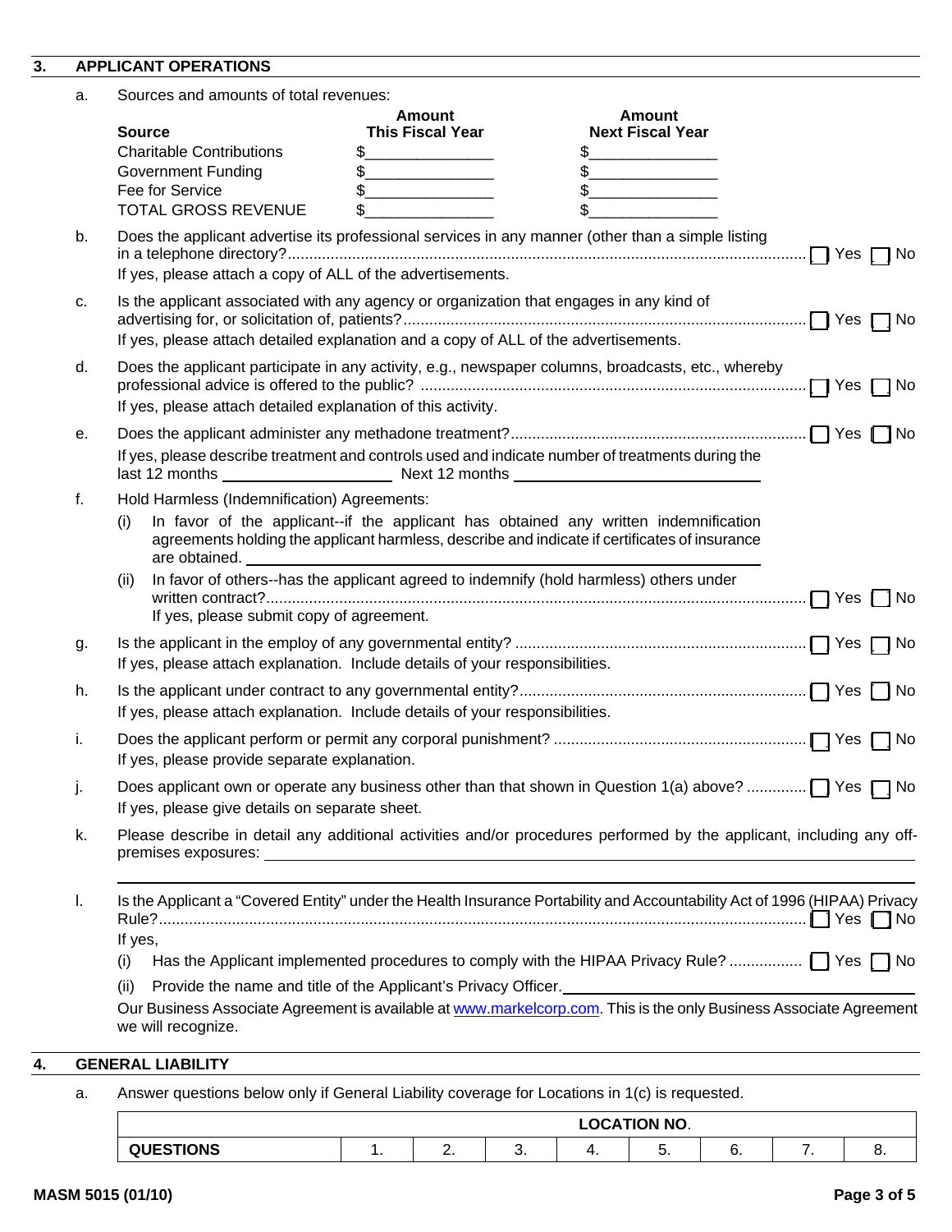## 3. APPLICANT OPERATIONS

a. Sources and amounts of total revenues:

| Source | Amount This Fiscal Year | Amount Next Fiscal Year |
|---|---|---|
| Charitable Contributions | $_______________ | $_______________ |
| Government Funding | $_______________ | $_______________ |
| Fee for Service | $_______________ | $_______________ |
| TOTAL GROSS REVENUE | $_______________ | $_______________ |

b. Does the applicant advertise its professional services in any manner (other than a simple listing in a telephone directory?........................................................................ ☐ Yes ☐ No
If yes, please attach a copy of ALL of the advertisements.

c. Is the applicant associated with any agency or organization that engages in any kind of advertising for, or solicitation of, patients?........................................................................ ☐ Yes ☐ No
If yes, please attach detailed explanation and a copy of ALL of the advertisements.

d. Does the applicant participate in any activity, e.g., newspaper columns, broadcasts, etc., whereby professional advice is offered to the public? ........................................................................ ☐ Yes ☐ No
If yes, please attach detailed explanation of this activity.

e. Does the applicant administer any methadone treatment?........................................................................ ☐ Yes ☐ No
If yes, please describe treatment and controls used and indicate number of treatments during the last 12 months ____________________ Next 12 months ______________________________

f. Hold Harmless (Indemnification) Agreements:

(i) In favor of the applicant--if the applicant has obtained any written indemnification agreements holding the applicant harmless, describe and indicate if certificates of insurance are obtained. ________________________________________________

(ii) In favor of others--has the applicant agreed to indemnify (hold harmless) others under written contract?........................................................................ ☐ Yes ☐ No
If yes, please submit copy of agreement.

g. Is the applicant in the employ of any governmental entity? ........................................................................ ☐ Yes ☐ No
If yes, please attach explanation. Include details of your responsibilities.

h. Is the applicant under contract to any governmental entity?........................................................................ ☐ Yes ☐ No
If yes, please attach explanation. Include details of your responsibilities.

i. Does the applicant perform or permit any corporal punishment? ........................................................................ ☐ Yes ☐ No
If yes, please provide separate explanation.

j. Does applicant own or operate any business other than that shown in Question 1(a) above? ............. ☐ Yes ☐ No
If yes, please give details on separate sheet.

k. Please describe in detail any additional activities and/or procedures performed by the applicant, including any off-premises exposures: ________________________________________________

________________________________________________

l. Is the Applicant a "Covered Entity" under the Health Insurance Portability and Accountability Act of 1996 (HIPAA) Privacy Rule?........................................................................ ☐ Yes ☐ No
If yes,

(i) Has the Applicant implemented procedures to comply with the HIPAA Privacy Rule? ................. ☐ Yes ☐ No

(ii) Provide the name and title of the Applicant's Privacy Officer. ________________________________

Our Business Associate Agreement is available at www.markelcorp.com. This is the only Business Associate Agreement we will recognize.

## 4. GENERAL LIABILITY

a. Answer questions below only if General Liability coverage for Locations in 1(c) is requested.

| | LOCATION NO. | | | | | | | |
|---|---|---|---|---|---|---|---|---|
| **QUESTIONS** | 1. | 2. | 3. | 4. | 5. | 6. | 7. | 8. |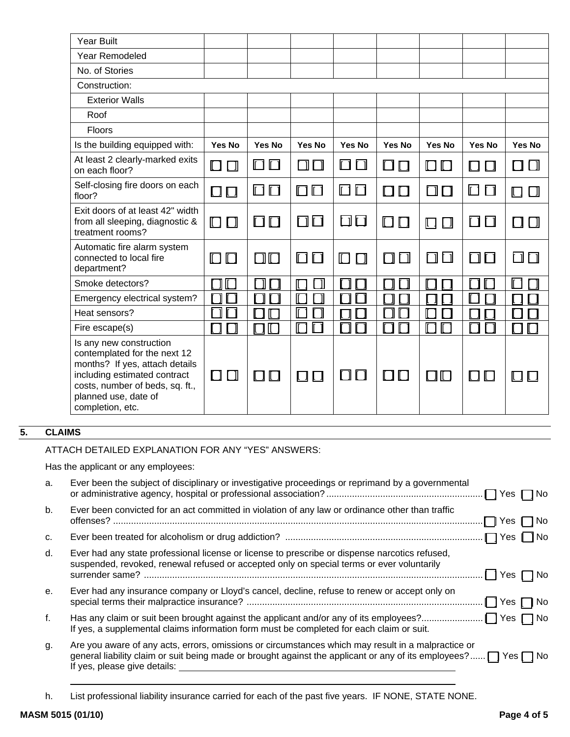| Year Built | | | | | | | | |
|---|---|---|---|---|---|---|---|---|
| Year Remodeled | | | | | | | | |
| No. of Stories | | | | | | | | |
| Construction: | | | | | | | | |
| Exterior Walls | | | | | | | | |
| Roof | | | | | | | | |
| Floors | | | | | | | | |
| Is the building equipped with: | Yes No | Yes No | Yes No | Yes No | Yes No | Yes No | Yes No | Yes No |
| At least 2 clearly-marked exits on each floor? | ☐ ☐ | ☐ ☐ | ☐ ☐ | ☐ ☐ | ☐ ☐ | ☐ ☐ | ☐ ☐ | ☐ ☐ |
| Self-closing fire doors on each floor? | ☐ ☐ | ☐ ☐ | ☐ ☐ | ☐ ☐ | ☐ ☐ | ☐ ☐ | ☐ ☐ | ☐ ☐ |
| Exit doors of at least 42" width from all sleeping, diagnostic & treatment rooms? | ☐ ☐ | ☐ ☐ | ☐ ☐ | ☐ ☐ | ☐ ☐ | ☐ ☐ | ☐ ☐ | ☐ ☐ |
| Automatic fire alarm system connected to local fire department? | ☐ ☐ | ☐ ☐ | ☐ ☐ | ☐ ☐ | ☐ ☐ | ☐ ☐ | ☐ ☐ | ☐ ☐ |
| Smoke detectors? | ☐ ☐ | ☐ ☐ | ☐ ☐ | ☐ ☐ | ☐ ☐ | ☐ ☐ | ☐ ☐ | ☐ ☐ |
| Emergency electrical system? | ☐ ☐ | ☐ ☐ | ☐ ☐ | ☐ ☐ | ☐ ☐ | ☐ ☐ | ☐ ☐ | ☐ ☐ |
| Heat sensors? | ☐ ☐ | ☐ ☐ | ☐ ☐ | ☐ ☐ | ☐ ☐ | ☐ ☐ | ☐ ☐ | ☐ ☐ |
| Fire escape(s) | ☐ ☐ | ☐ ☐ | ☐ ☐ | ☐ ☐ | ☐ ☐ | ☐ ☐ | ☐ ☐ | ☐ ☐ |
| Is any new construction contemplated for the next 12 months? If yes, attach details including estimated contract costs, number of beds, sq. ft., planned use, date of completion, etc. | ☐ ☐ | ☐ ☐ | ☐ ☐ | ☐ ☐ | ☐ ☐ | ☐ ☐ | ☐ ☐ | ☐ ☐ |

## 5. CLAIMS

ATTACH DETAILED EXPLANATION FOR ANY "YES" ANSWERS:

Has the applicant or any employees:

a. Ever been the subject of disciplinary or investigative proceedings or reprimand by a governmental or administrative agency, hospital or professional association? ☐ Yes ☐ No

b. Ever been convicted for an act committed in violation of any law or ordinance other than traffic offenses? ☐ Yes ☐ No

c. Ever been treated for alcoholism or drug addiction? ☐ Yes ☐ No

d. Ever had any state professional license or license to prescribe or dispense narcotics refused, suspended, revoked, renewal refused or accepted only on special terms or ever voluntarily surrender same? ☐ Yes ☐ No

e. Ever had any insurance company or Lloyd's cancel, decline, refuse to renew or accept only on special terms their malpractice insurance? ☐ Yes ☐ No

f. Has any claim or suit been brought against the applicant and/or any of its employees? ☐ Yes ☐ No
If yes, a supplemental claims information form must be completed for each claim or suit.

g. Are you aware of any acts, errors, omissions or circumstances which may result in a malpractice or general liability claim or suit being made or brought against the applicant or any of its employees? ☐ Yes ☐ No
If yes, please give details: ______________________________________________

______________________________________________

h. List professional liability insurance carried for each of the past five years. IF NONE, STATE NONE.

MASM 5015 (01/10)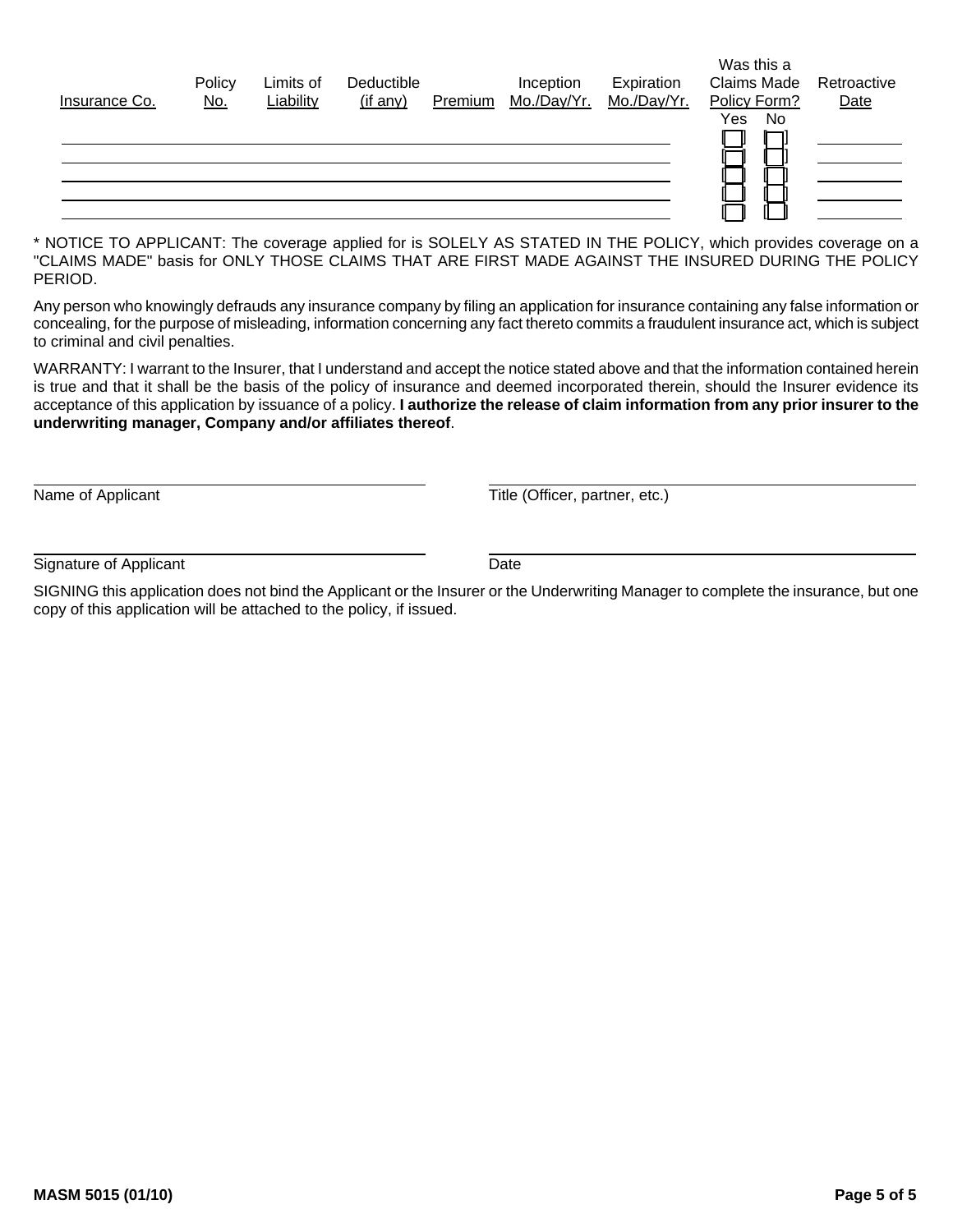| Insurance Co. | Policy No. | Limits of Liability | Deductible (if any) | Premium | Inception Mo./Day/Yr. | Expiration Mo./Day/Yr. | Was this a Claims Made Policy Form? Yes | No | Retroactive Date |
|---|---|---|---|---|---|---|---|---|---|
| | | | | | | | ☐ | ☐ | |
| | | | | | | | ☐ | ☐ | |
| | | | | | | | ☐ | ☐ | |
| | | | | | | | ☐ | ☐ | |
| | | | | | | | ☐ | ☐ | |

* NOTICE TO APPLICANT: The coverage applied for is SOLELY AS STATED IN THE POLICY, which provides coverage on a "CLAIMS MADE" basis for ONLY THOSE CLAIMS THAT ARE FIRST MADE AGAINST THE INSURED DURING THE POLICY PERIOD.

Any person who knowingly defrauds any insurance company by filing an application for insurance containing any false information or concealing, for the purpose of misleading, information concerning any fact thereto commits a fraudulent insurance act, which is subject to criminal and civil penalties.

WARRANTY: I warrant to the Insurer, that I understand and accept the notice stated above and that the information contained herein is true and that it shall be the basis of the policy of insurance and deemed incorporated therein, should the Insurer evidence its acceptance of this application by issuance of a policy. **I authorize the release of claim information from any prior insurer to the underwriting manager, Company and/or affiliates thereof**.

Name of Applicant ______________________ Title (Officer, partner, etc.) ______________________

Signature of Applicant ______________________ Date ______________________

SIGNING this application does not bind the Applicant or the Insurer or the Underwriting Manager to complete the insurance, but one copy of this application will be attached to the policy, if issued.

MASM 5015 (01/10)